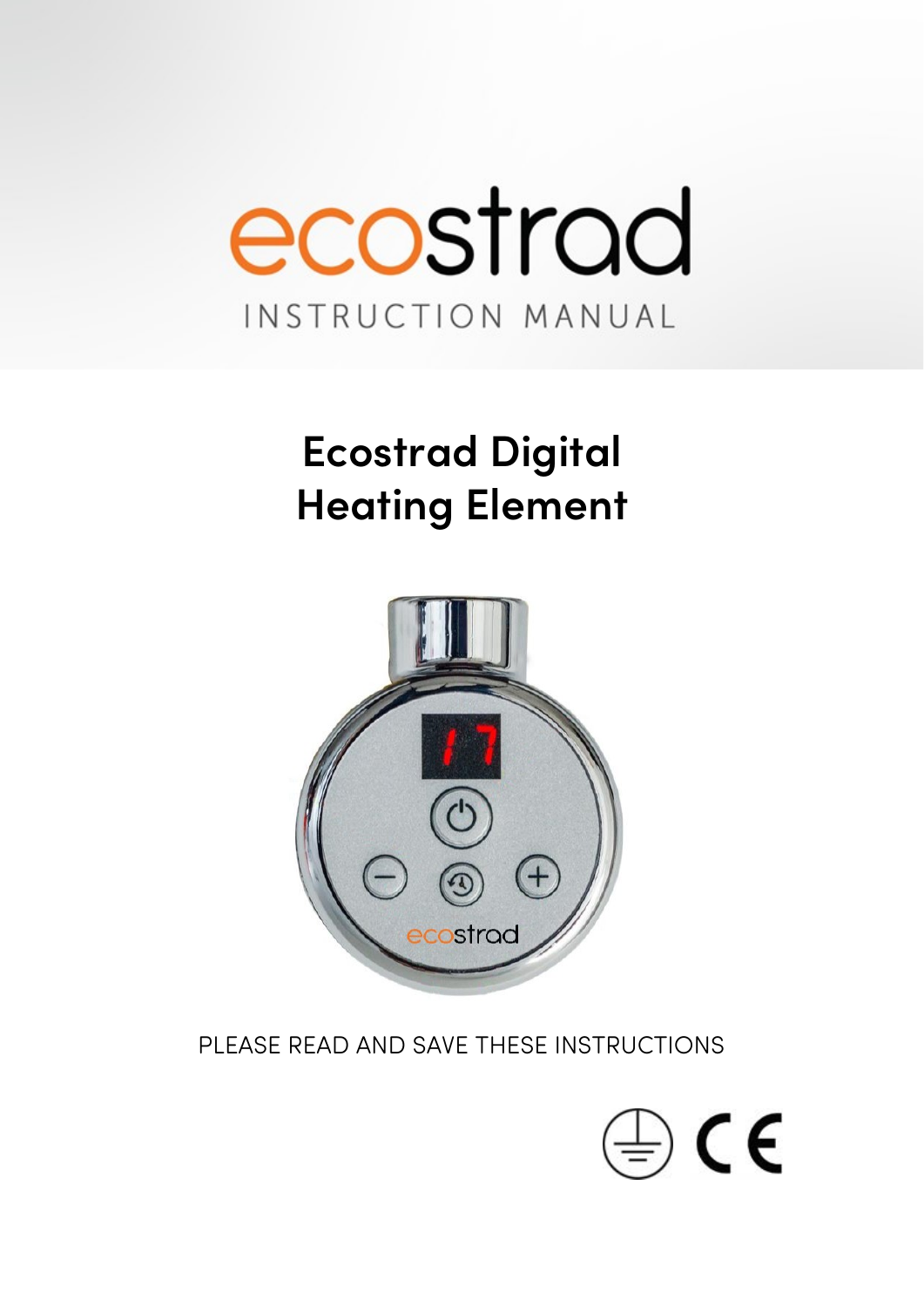ecostrad

INSTRUCTION MANUAL

# Ecostrad Digital Heating Element

PLEASE READ AND SAVE THESE INSTRUCTIONS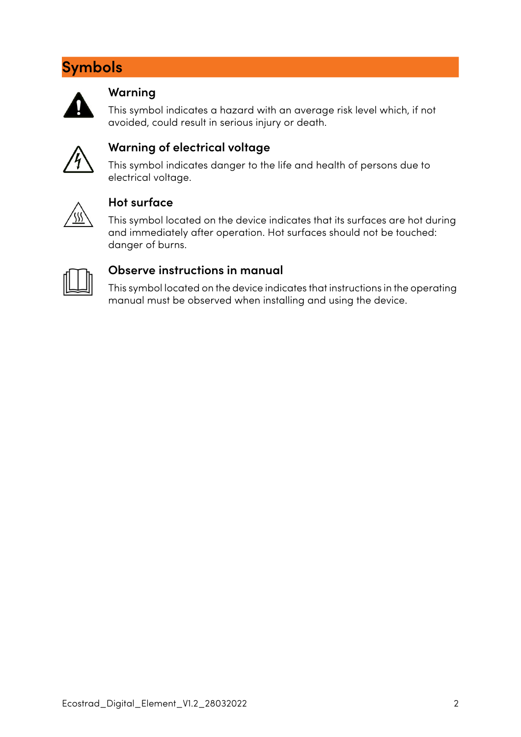# Symbols

### Warning

This symbol indicates a hazard with an average risk level which, if not avoided, could result in serious injury or death.

### Warning of electrical voltage

This symbol indicates danger to the life and health of persons due to electrical voltage.

### Hot surface

This symbol located on the device indicates that its surfaces are hot during and immediately after operation. Hot surfaces should not be touched: danger of burns.

### Observe instructions in manual

This symbol located on the device indicates that instructions in the operating manual must be observed when installing and using the device.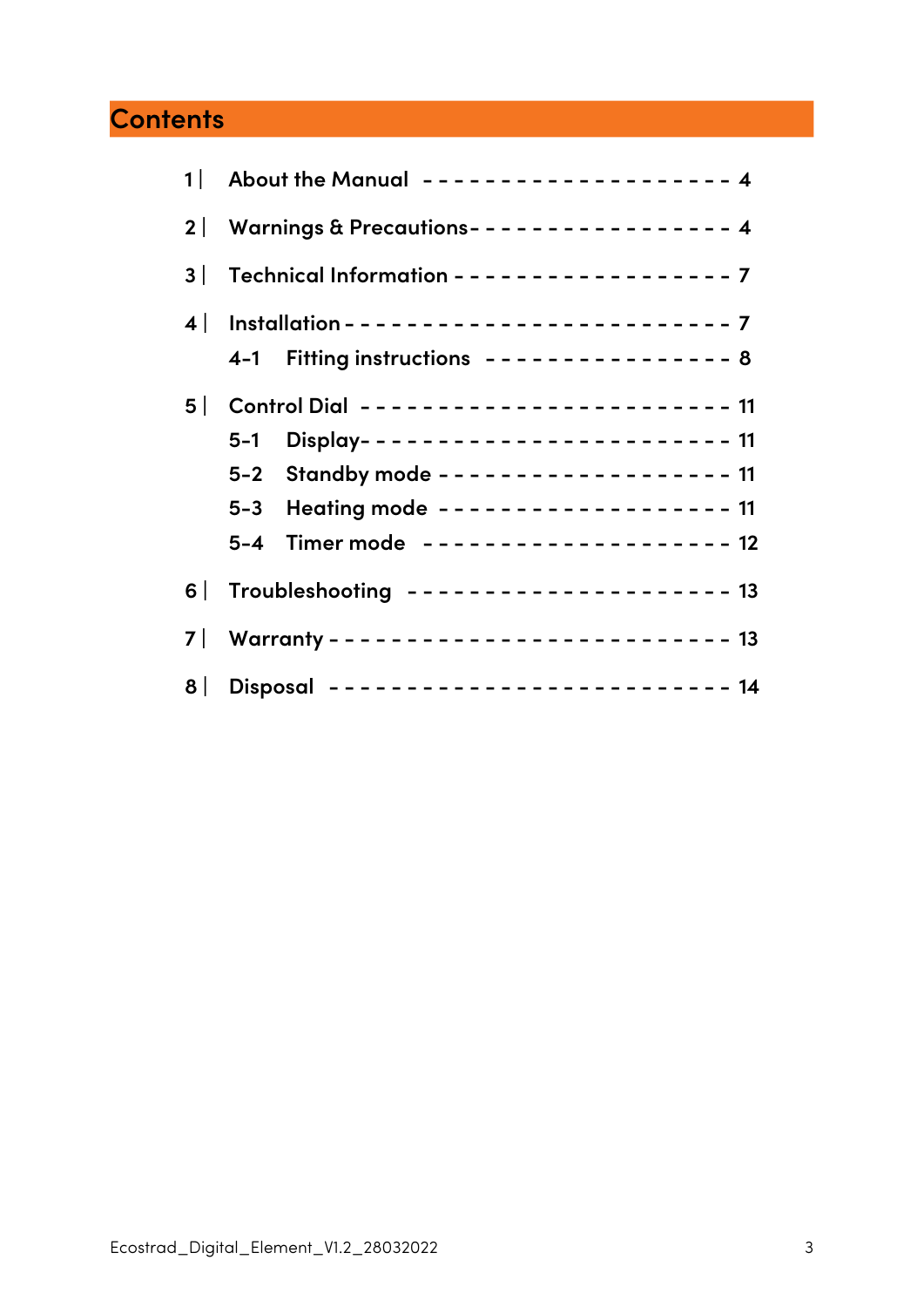# Contents

1 | About the Manual - - - - - - - - - - - - - - - - - - - - 4

2 | Warnings & Precautions- - - - - - - - - - - - - - - - - 4

3 | Technical Information - - - - - - - - - - - - - - - - - - 7

4 | Installation - - - - - - - - - - - - - - - - - - - - - - - - 7

 4-1 Fitting instructions - - - - - - - - - - - - - - - - 8

5 | Control Dial - - - - - - - - - - - - - - - - - - - - - - - 11

 5-1 Display- - - - - - - - - - - - - - - - - - - - - - - - 11

 5-2 Standby mode - - - - - - - - - - - - - - - - - - - 11

 5-3 Heating mode - - - - - - - - - - - - - - - - - - - 11

 5-4 Timer mode - - - - - - - - - - - - - - - - - - - - 12

6 | Troubleshooting - - - - - - - - - - - - - - - - - - - - 13

7 | Warranty - - - - - - - - - - - - - - - - - - - - - - - - - 13

8 | Disposal - - - - - - - - - - - - - - - - - - - - - - - - - 14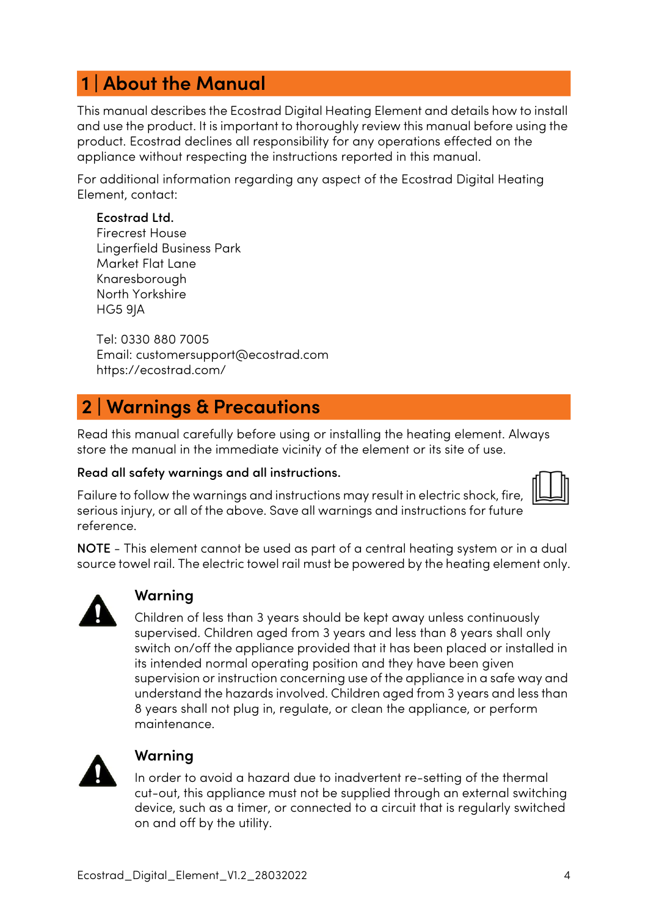# 1 | About the Manual

This manual describes the Ecostrad Digital Heating Element and details how to install and use the product. It is important to thoroughly review this manual before using the product. Ecostrad declines all responsibility for any operations effected on the appliance without respecting the instructions reported in this manual.

For additional information regarding any aspect of the Ecostrad Digital Heating Element, contact:

**Ecostrad Ltd.**
Firecrest House
Lingerfield Business Park
Market Flat Lane
Knaresborough
North Yorkshire
HG5 9JA

Tel: 0330 880 7005
Email: customersupport@ecostrad.com
https://ecostrad.com/

# 2 | Warnings & Precautions

Read this manual carefully before using or installing the heating element. Always store the manual in the immediate vicinity of the element or its site of use.

**Read all safety warnings and all instructions.**

Failure to follow the warnings and instructions may result in electric shock, fire, serious injury, or all of the above. Save all warnings and instructions for future reference.

**NOTE** - This element cannot be used as part of a central heating system or in a dual source towel rail. The electric towel rail must be powered by the heating element only.

### Warning

Children of less than 3 years should be kept away unless continuously supervised. Children aged from 3 years and less than 8 years shall only switch on/off the appliance provided that it has been placed or installed in its intended normal operating position and they have been given supervision or instruction concerning use of the appliance in a safe way and understand the hazards involved. Children aged from 3 years and less than 8 years shall not plug in, regulate, or clean the appliance, or perform maintenance.

### Warning

In order to avoid a hazard due to inadvertent re-setting of the thermal cut-out, this appliance must not be supplied through an external switching device, such as a timer, or connected to a circuit that is regularly switched on and off by the utility.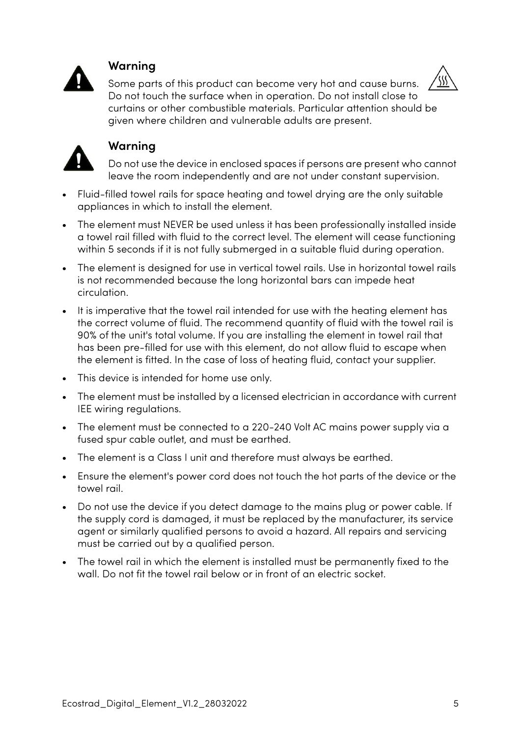**Warning**

Some parts of this product can become very hot and cause burns. Do not touch the surface when in operation. Do not install close to curtains or other combustible materials. Particular attention should be given where children and vulnerable adults are present.

**Warning**

Do not use the device in enclosed spaces if persons are present who cannot leave the room independently and are not under constant supervision.

- Fluid-filled towel rails for space heating and towel drying are the only suitable appliances in which to install the element.
- The element must NEVER be used unless it has been professionally installed inside a towel rail filled with fluid to the correct level. The element will cease functioning within 5 seconds if it is not fully submerged in a suitable fluid during operation.
- The element is designed for use in vertical towel rails. Use in horizontal towel rails is not recommended because the long horizontal bars can impede heat circulation.
- It is imperative that the towel rail intended for use with the heating element has the correct volume of fluid. The recommend quantity of fluid with the towel rail is 90% of the unit's total volume. If you are installing the element in towel rail that has been pre-filled for use with this element, do not allow fluid to escape when the element is fitted. In the case of loss of heating fluid, contact your supplier.
- This device is intended for home use only.
- The element must be installed by a licensed electrician in accordance with current IEE wiring regulations.
- The element must be connected to a 220-240 Volt AC mains power supply via a fused spur cable outlet, and must be earthed.
- The element is a Class I unit and therefore must always be earthed.
- Ensure the element's power cord does not touch the hot parts of the device or the towel rail.
- Do not use the device if you detect damage to the mains plug or power cable. If the supply cord is damaged, it must be replaced by the manufacturer, its service agent or similarly qualified persons to avoid a hazard. All repairs and servicing must be carried out by a qualified person.
- The towel rail in which the element is installed must be permanently fixed to the wall. Do not fit the towel rail below or in front of an electric socket.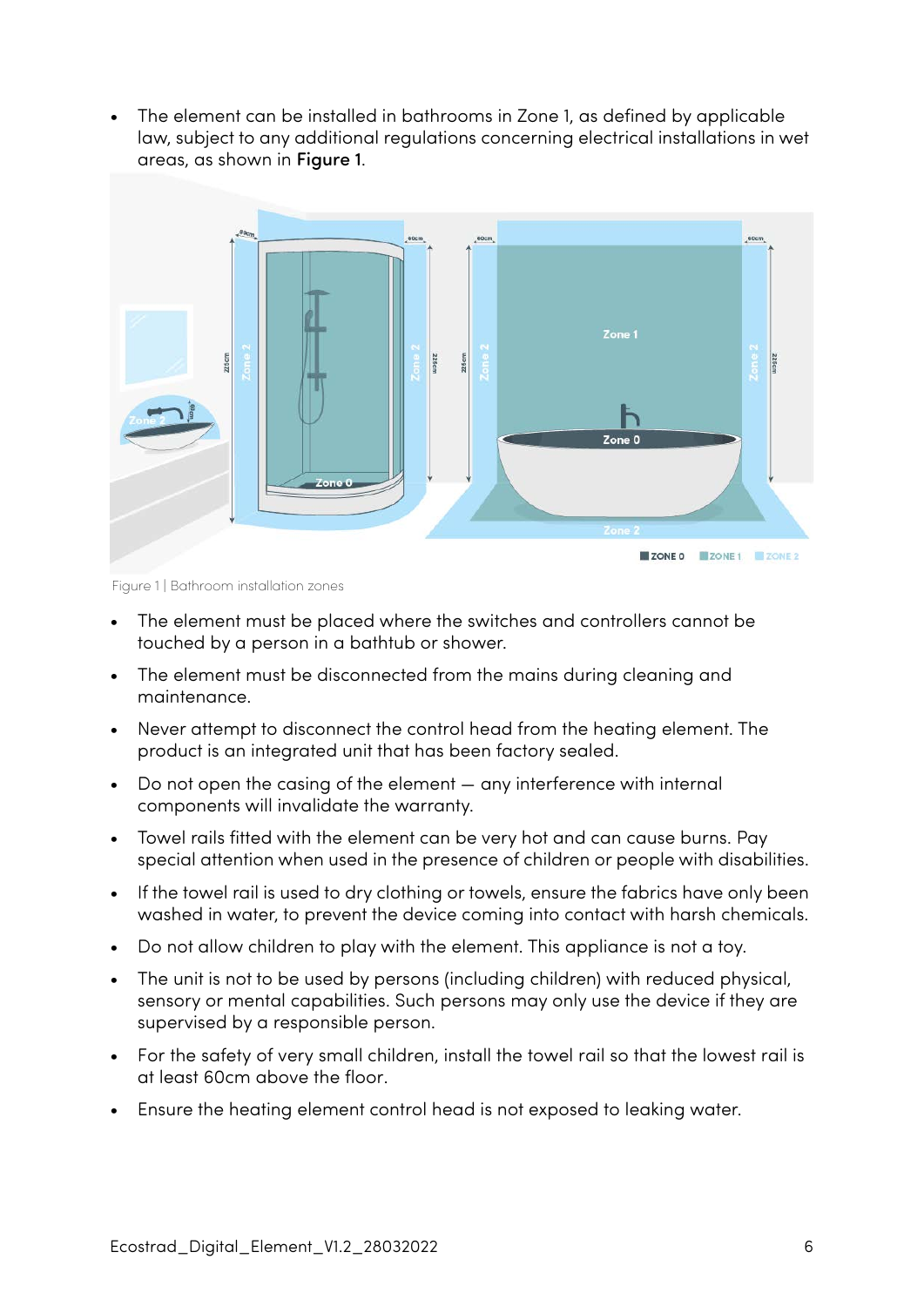- The element can be installed in bathrooms in Zone 1, as defined by applicable law, subject to any additional regulations concerning electrical installations in wet areas, as shown in **Figure 1**.

Figure 1 | Bathroom installation zones

- The element must be placed where the switches and controllers cannot be touched by a person in a bathtub or shower.
- The element must be disconnected from the mains during cleaning and maintenance.
- Never attempt to disconnect the control head from the heating element. The product is an integrated unit that has been factory sealed.
- Do not open the casing of the element — any interference with internal components will invalidate the warranty.
- Towel rails fitted with the element can be very hot and can cause burns. Pay special attention when used in the presence of children or people with disabilities.
- If the towel rail is used to dry clothing or towels, ensure the fabrics have only been washed in water, to prevent the device coming into contact with harsh chemicals.
- Do not allow children to play with the element. This appliance is not a toy.
- The unit is not to be used by persons (including children) with reduced physical, sensory or mental capabilities. Such persons may only use the device if they are supervised by a responsible person.
- For the safety of very small children, install the towel rail so that the lowest rail is at least 60cm above the floor.
- Ensure the heating element control head is not exposed to leaking water.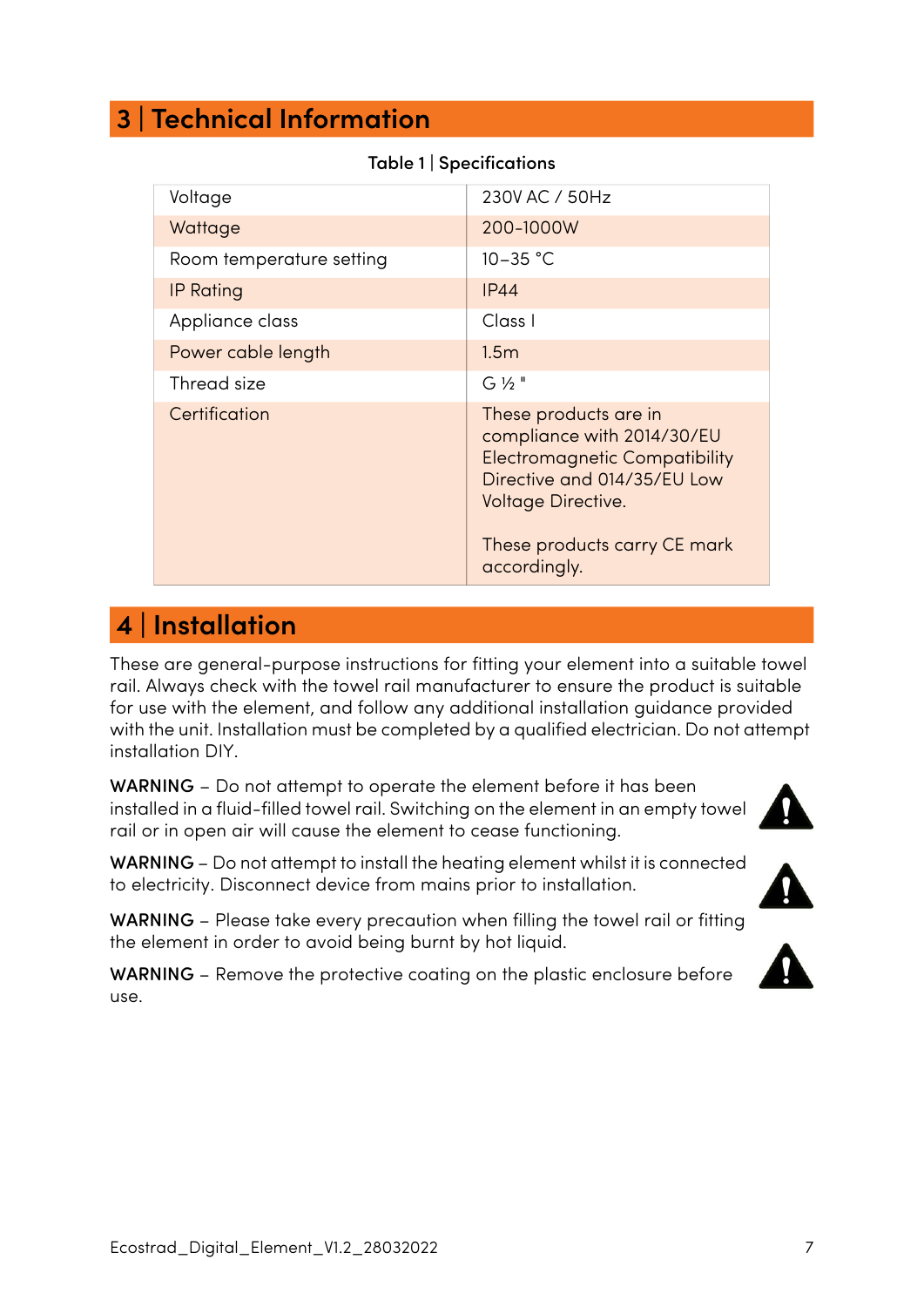## 3 | Technical Information

Table 1 | Specifications

| | |
|---|---|
| Voltage | 230V AC / 50Hz |
| Wattage | 200-1000W |
| Room temperature setting | 10–35 °C |
| IP Rating | IP44 |
| Appliance class | Class I |
| Power cable length | 1.5m |
| Thread size | G ½ " |
| Certification | These products are in compliance with 2014/30/EU Electromagnetic Compatibility Directive and 014/35/EU Low Voltage Directive.<br><br>These products carry CE mark accordingly. |

## 4 | Installation

These are general-purpose instructions for fitting your element into a suitable towel rail. Always check with the towel rail manufacturer to ensure the product is suitable for use with the element, and follow any additional installation guidance provided with the unit. Installation must be completed by a qualified electrician. Do not attempt installation DIY.

WARNING – Do not attempt to operate the element before it has been installed in a fluid-filled towel rail. Switching on the element in an empty towel rail or in open air will cause the element to cease functioning.

WARNING – Do not attempt to install the heating element whilst it is connected to electricity. Disconnect device from mains prior to installation.

WARNING – Please take every precaution when filling the towel rail or fitting the element in order to avoid being burnt by hot liquid.

WARNING – Remove the protective coating on the plastic enclosure before use.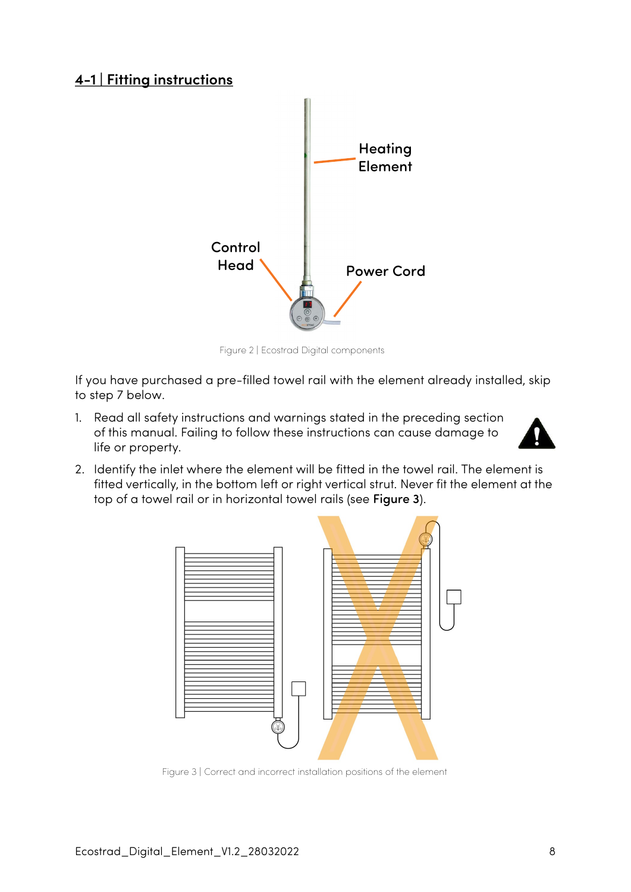## 4-1 | Fitting instructions

Heating Element

Control Head

Power Cord

Figure 2 | Ecostrad Digital components

If you have purchased a pre-filled towel rail with the element already installed, skip to step 7 below.

1. Read all safety instructions and warnings stated in the preceding section of this manual. Failing to follow these instructions can cause damage to life or property.
2. Identify the inlet where the element will be fitted in the towel rail. The element is fitted vertically, in the bottom left or right vertical strut. Never fit the element at the top of a towel rail or in horizontal towel rails (see **Figure 3**).

Figure 3 | Correct and incorrect installation positions of the element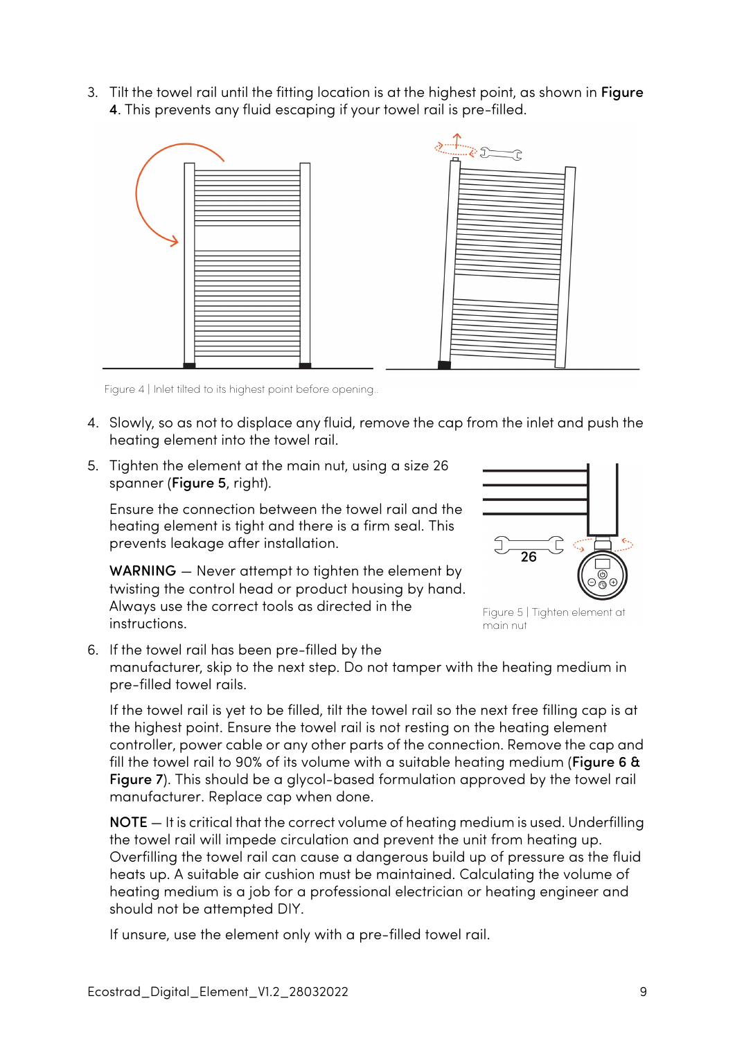3. Tilt the towel rail until the fitting location is at the highest point, as shown in **Figure 4**. This prevents any fluid escaping if your towel rail is pre-filled.

Figure 4 | Inlet tilted to its highest point before opening..

4. Slowly, so as not to displace any fluid, remove the cap from the inlet and push the heating element into the towel rail.

5. Tighten the element at the main nut, using a size 26 spanner (**Figure 5**, right).

   Ensure the connection between the towel rail and the heating element is tight and there is a firm seal. This prevents leakage after installation.

   **WARNING** — Never attempt to tighten the element by twisting the control head or product housing by hand. Always use the correct tools as directed in the instructions.

Figure 5 | Tighten element at main nut

6. If the towel rail has been pre-filled by the manufacturer, skip to the next step. Do not tamper with the heating medium in pre-filled towel rails.

   If the towel rail is yet to be filled, tilt the towel rail so the next free filling cap is at the highest point. Ensure the towel rail is not resting on the heating element controller, power cable or any other parts of the connection. Remove the cap and fill the towel rail to 90% of its volume with a suitable heating medium (**Figure 6 & Figure 7**). This should be a glycol-based formulation approved by the towel rail manufacturer. Replace cap when done.

   **NOTE** — It is critical that the correct volume of heating medium is used. Underfilling the towel rail will impede circulation and prevent the unit from heating up. Overfilling the towel rail can cause a dangerous build up of pressure as the fluid heats up. A suitable air cushion must be maintained. Calculating the volume of heating medium is a job for a professional electrician or heating engineer and should not be attempted DIY.

   If unsure, use the element only with a pre-filled towel rail.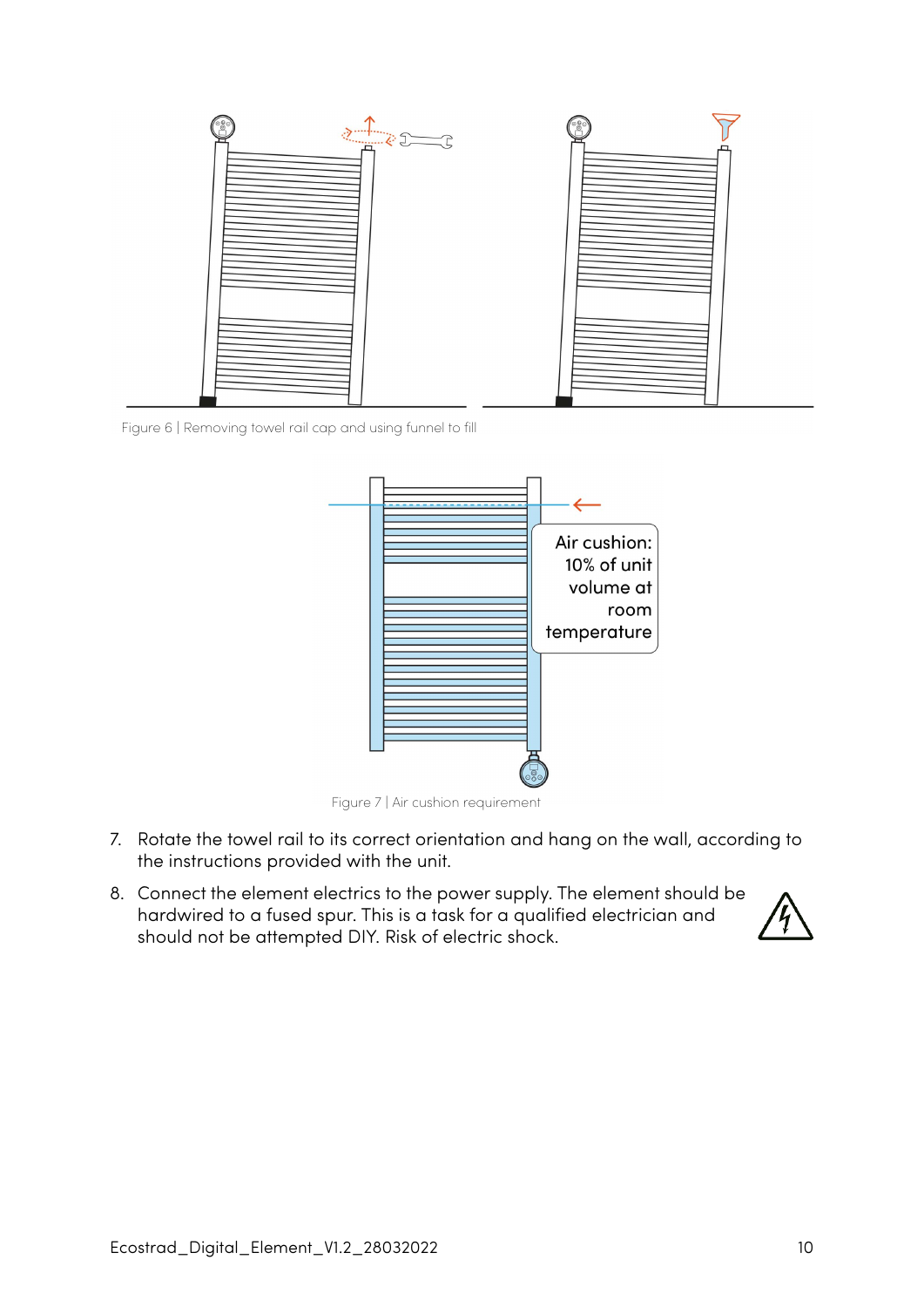Figure 6 | Removing towel rail cap and using funnel to fill

Air cushion: 10% of unit volume at room temperature

Figure 7 | Air cushion requirement

7. Rotate the towel rail to its correct orientation and hang on the wall, according to the instructions provided with the unit.
8. Connect the element electrics to the power supply. The element should be hardwired to a fused spur. This is a task for a qualified electrician and should not be attempted DIY. Risk of electric shock.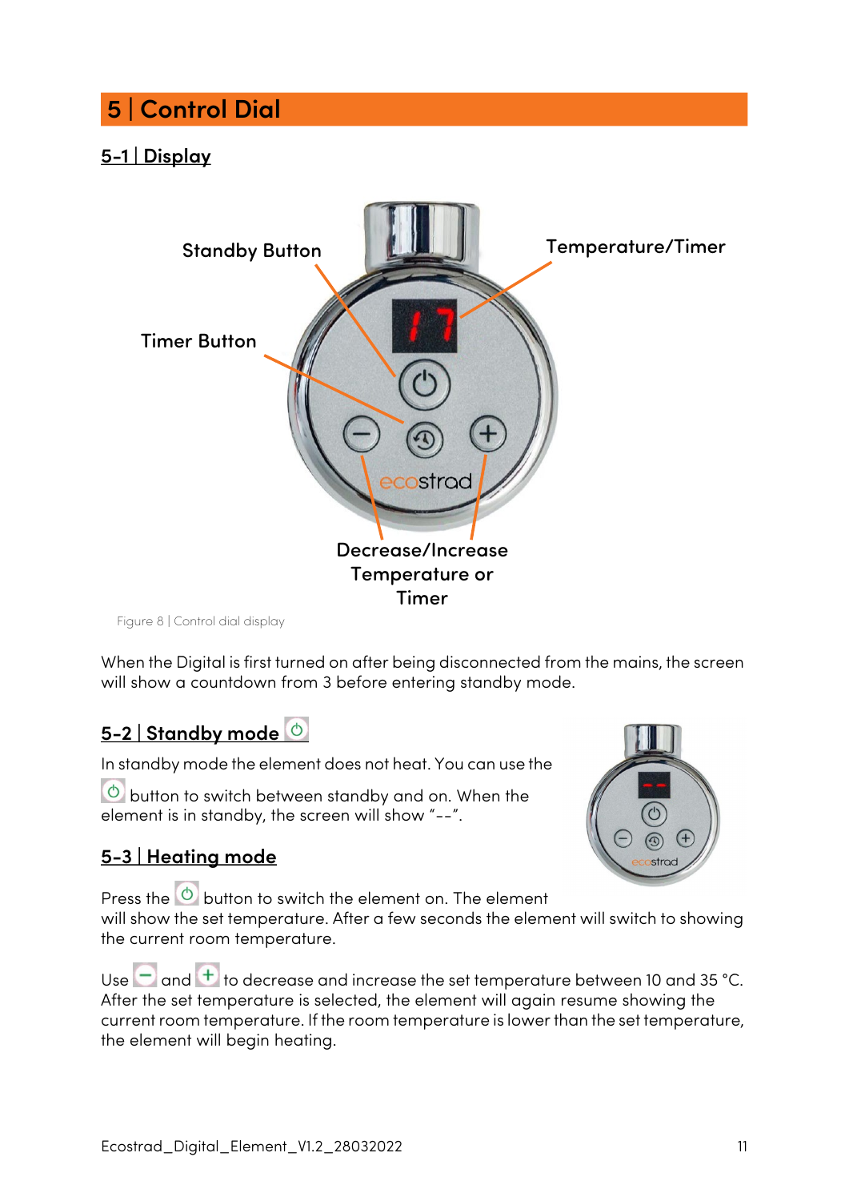# 5 | Control Dial

## 5-1 | Display

Standby Button

Temperature/Timer

Timer Button

Decrease/Increase Temperature or Timer

Figure 8 | Control dial display

When the Digital is first turned on after being disconnected from the mains, the screen will show a countdown from 3 before entering standby mode.

## 5-2 | Standby mode

In standby mode the element does not heat. You can use the button to switch between standby and on. When the element is in standby, the screen will show "--".

## 5-3 | Heating mode

Press the button to switch the element on. The element will show the set temperature. After a few seconds the element will switch to showing the current room temperature.

Use and to decrease and increase the set temperature between 10 and 35 °C. After the set temperature is selected, the element will again resume showing the current room temperature. If the room temperature is lower than the set temperature, the element will begin heating.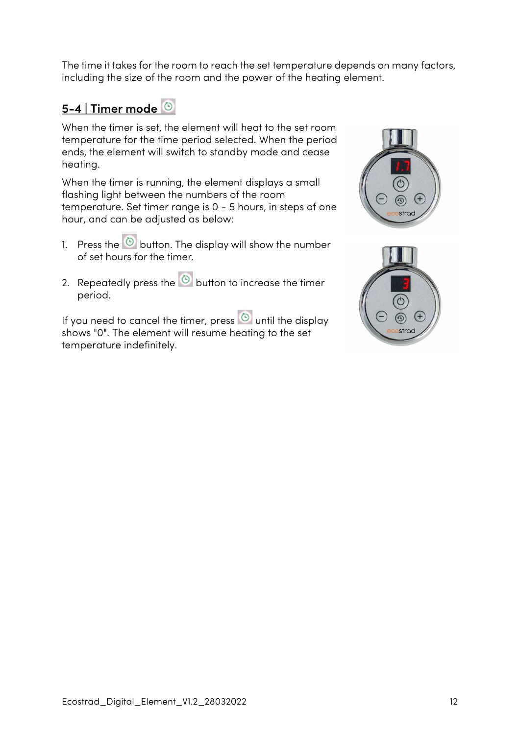The time it takes for the room to reach the set temperature depends on many factors, including the size of the room and the power of the heating element.

## 5-4 | Timer mode

When the timer is set, the element will heat to the set room temperature for the time period selected. When the period ends, the element will switch to standby mode and cease heating.

When the timer is running, the element displays a small flashing light between the numbers of the room temperature. Set timer range is 0 - 5 hours, in steps of one hour, and can be adjusted as below:

1. Press the button. The display will show the number of set hours for the timer.
2. Repeatedly press the button to increase the timer period.

If you need to cancel the timer, press until the display shows "0". The element will resume heating to the set temperature indefinitely.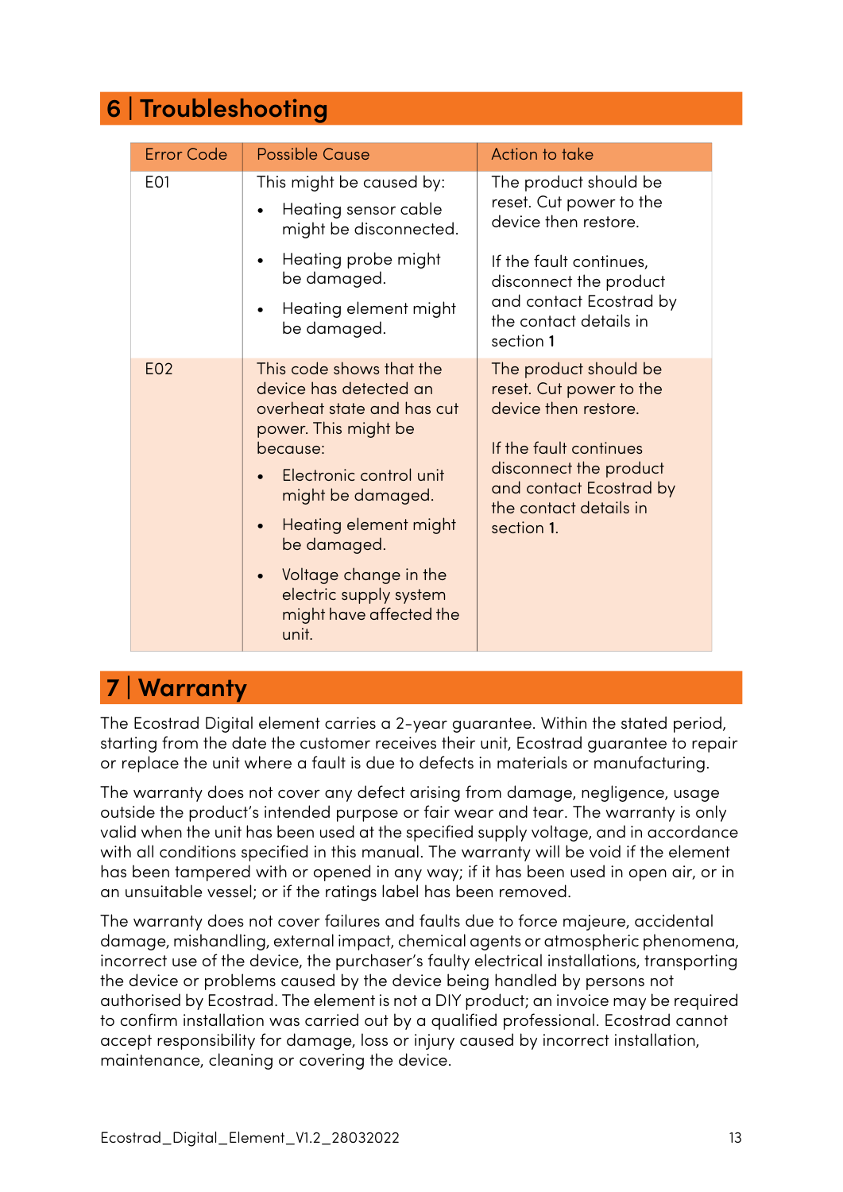# 6 | Troubleshooting

| Error Code | Possible Cause | Action to take |
|---|---|---|
| E01 | This might be caused by:<br>• Heating sensor cable might be disconnected.<br>• Heating probe might be damaged.<br>• Heating element might be damaged. | The product should be reset. Cut power to the device then restore.<br><br>If the fault continues, disconnect the product and contact Ecostrad by the contact details in section **1** |
| E02 | This code shows that the device has detected an overheat state and has cut power. This might be because:<br>• Electronic control unit might be damaged.<br>• Heating element might be damaged.<br>• Voltage change in the electric supply system might have affected the unit. | The product should be reset. Cut power to the device then restore.<br><br>If the fault continues disconnect the product and contact Ecostrad by the contact details in section **1**. |

# 7 | Warranty

The Ecostrad Digital element carries a 2-year guarantee. Within the stated period, starting from the date the customer receives their unit, Ecostrad guarantee to repair or replace the unit where a fault is due to defects in materials or manufacturing.

The warranty does not cover any defect arising from damage, negligence, usage outside the product's intended purpose or fair wear and tear. The warranty is only valid when the unit has been used at the specified supply voltage, and in accordance with all conditions specified in this manual. The warranty will be void if the element has been tampered with or opened in any way; if it has been used in open air, or in an unsuitable vessel; or if the ratings label has been removed.

The warranty does not cover failures and faults due to force majeure, accidental damage, mishandling, external impact, chemical agents or atmospheric phenomena, incorrect use of the device, the purchaser's faulty electrical installations, transporting the device or problems caused by the device being handled by persons not authorised by Ecostrad. The element is not a DIY product; an invoice may be required to confirm installation was carried out by a qualified professional. Ecostrad cannot accept responsibility for damage, loss or injury caused by incorrect installation, maintenance, cleaning or covering the device.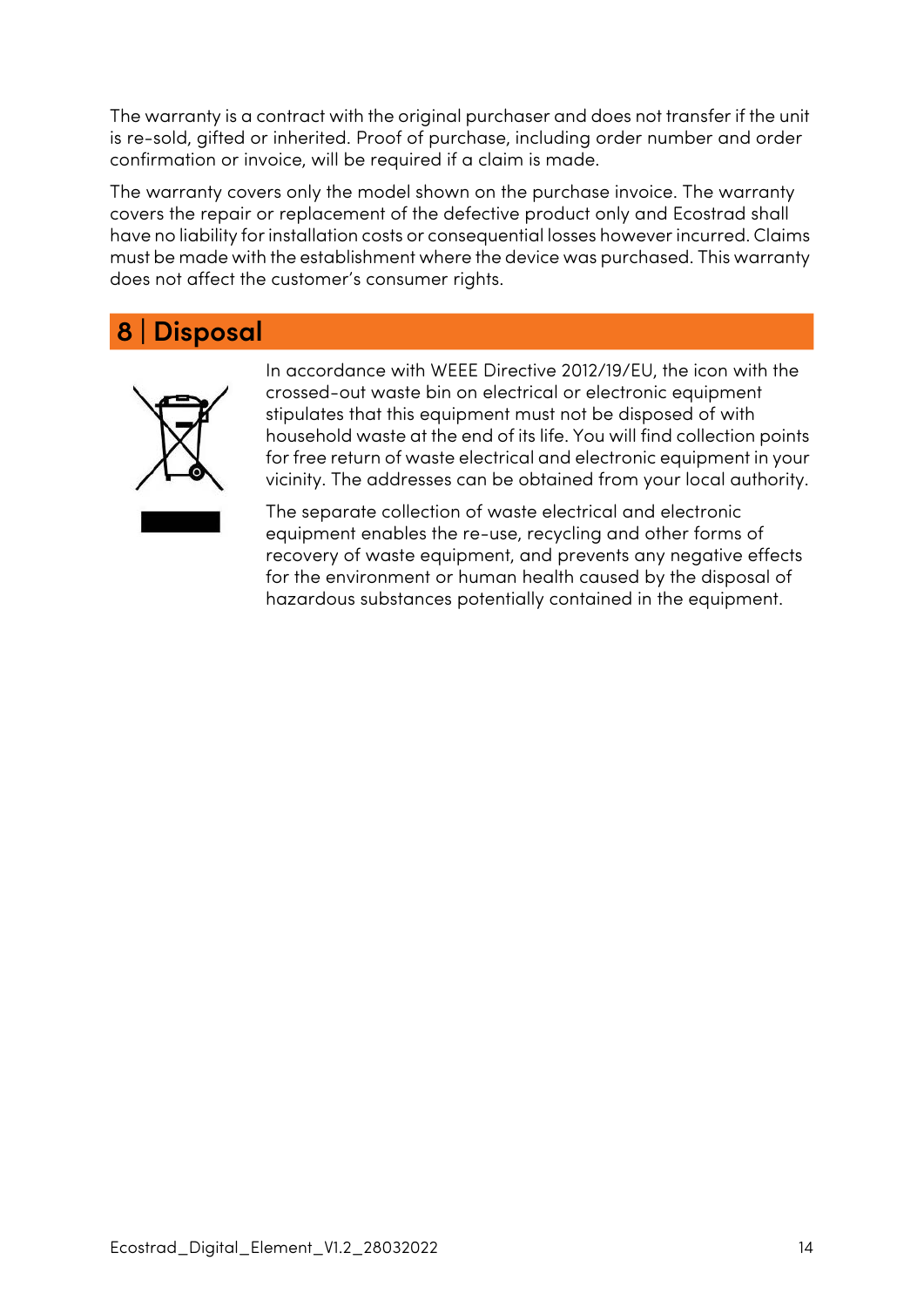The warranty is a contract with the original purchaser and does not transfer if the unit is re-sold, gifted or inherited. Proof of purchase, including order number and order confirmation or invoice, will be required if a claim is made.

The warranty covers only the model shown on the purchase invoice. The warranty covers the repair or replacement of the defective product only and Ecostrad shall have no liability for installation costs or consequential losses however incurred. Claims must be made with the establishment where the device was purchased. This warranty does not affect the customer's consumer rights.

## 8 | Disposal

In accordance with WEEE Directive 2012/19/EU, the icon with the crossed-out waste bin on electrical or electronic equipment stipulates that this equipment must not be disposed of with household waste at the end of its life. You will find collection points for free return of waste electrical and electronic equipment in your vicinity. The addresses can be obtained from your local authority.

The separate collection of waste electrical and electronic equipment enables the re-use, recycling and other forms of recovery of waste equipment, and prevents any negative effects for the environment or human health caused by the disposal of hazardous substances potentially contained in the equipment.